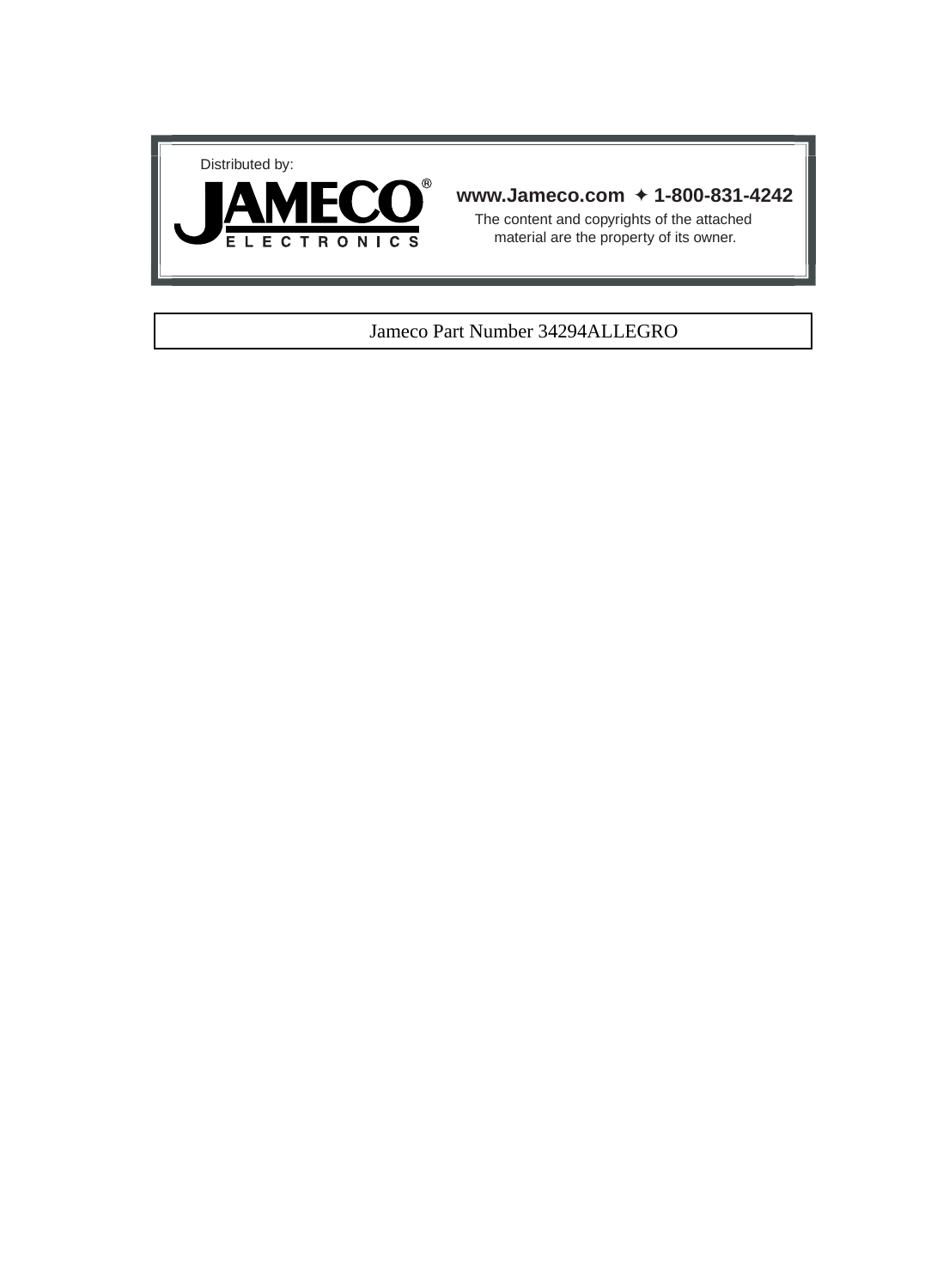Distributed by:

**JAMECO®**
ELECTRONICS

**www.Jameco.com ✦ 1-800-831-4242**

The content and copyrights of the attached material are the property of its owner.

Jameco Part Number 34294ALLEGRO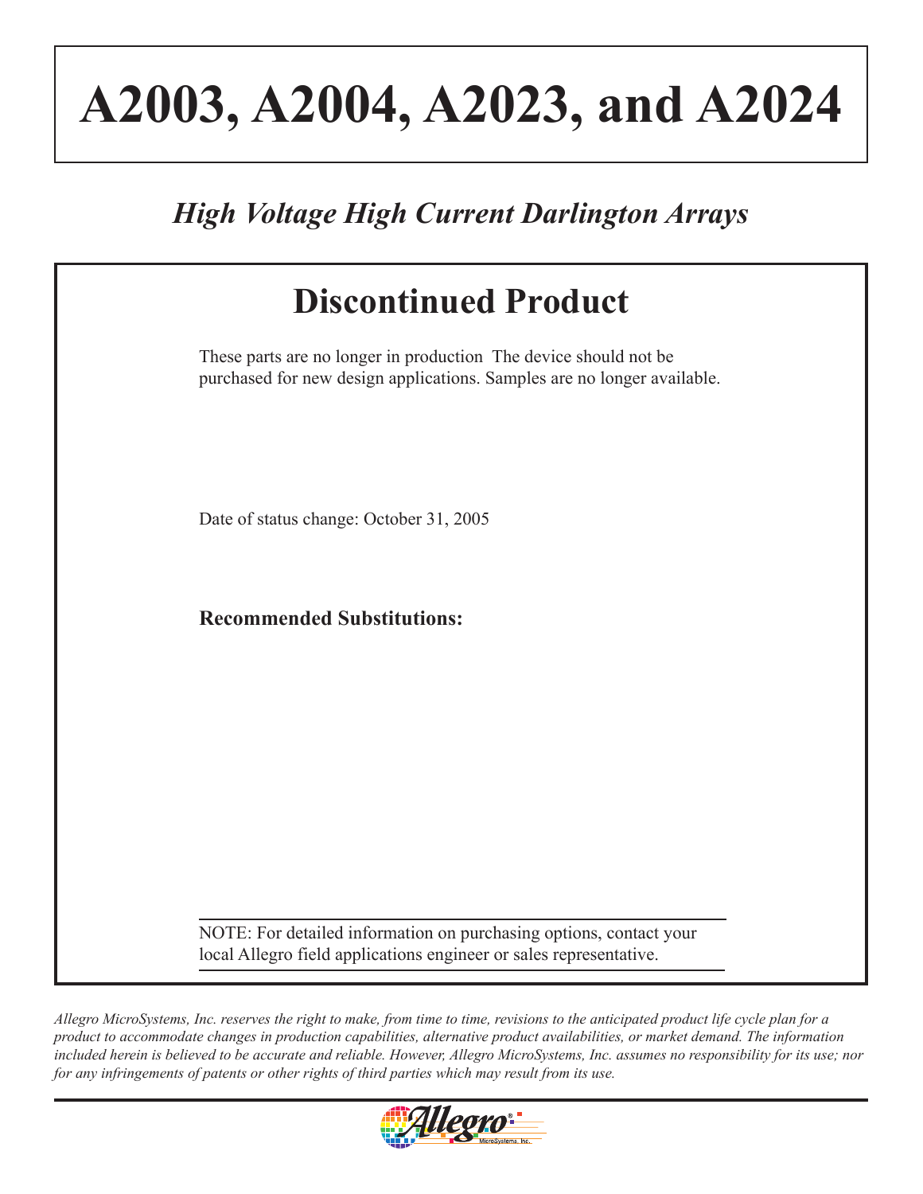# A2003, A2004, A2023, and A2024

*High Voltage High Current Darlington Arrays*

## Discontinued Product

These parts are no longer in production The device should not be purchased for new design applications. Samples are no longer available.

Date of status change: October 31, 2005

**Recommended Substitutions:**

NOTE: For detailed information on purchasing options, contact your local Allegro field applications engineer or sales representative.

*Allegro MicroSystems, Inc. reserves the right to make, from time to time, revisions to the anticipated product life cycle plan for a product to accommodate changes in production capabilities, alternative product availabilities, or market demand. The information included herein is believed to be accurate and reliable. However, Allegro MicroSystems, Inc. assumes no responsibility for its use; nor for any infringements of patents or other rights of third parties which may result from its use.*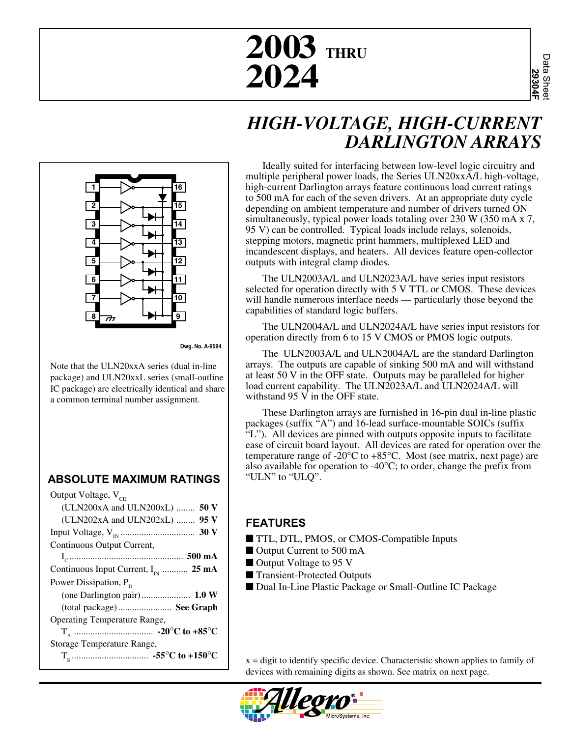# 2003 THRU 2024

Data Sheet 29304F

## *HIGH-VOLTAGE, HIGH-CURRENT DARLINGTON ARRAYS*

Dwg. No. A-9594

Note that the ULN20xxA series (dual in-line package) and ULN20xxL series (small-outline IC package) are electrically identical and share a common terminal number assignment.

Ideally suited for interfacing between low-level logic circuitry and multiple peripheral power loads, the Series ULN20xxA/L high-voltage, high-current Darlington arrays feature continuous load current ratings to 500 mA for each of the seven drivers. At an appropriate duty cycle depending on ambient temperature and number of drivers turned ON simultaneously, typical power loads totaling over 230 W (350 mA x 7, 95 V) can be controlled. Typical loads include relays, solenoids, stepping motors, magnetic print hammers, multiplexed LED and incandescent displays, and heaters. All devices feature open-collector outputs with integral clamp diodes.

The ULN2003A/L and ULN2023A/L have series input resistors selected for operation directly with 5 V TTL or CMOS. These devices will handle numerous interface needs — particularly those beyond the capabilities of standard logic buffers.

The ULN2004A/L and ULN2024A/L have series input resistors for operation directly from 6 to 15 V CMOS or PMOS logic outputs.

The ULN2003A/L and ULN2004A/L are the standard Darlington arrays. The outputs are capable of sinking 500 mA and will withstand at least 50 V in the OFF state. Outputs may be paralleled for higher load current capability. The ULN2023A/L and ULN2024A/L will withstand 95 V in the OFF state.

These Darlington arrays are furnished in 16-pin dual in-line plastic packages (suffix “A”) and 16-lead surface-mountable SOICs (suffix “L”). All devices are pinned with outputs opposite inputs to facilitate ease of circuit board layout. All devices are rated for operation over the temperature range of -20°C to +85°C. Most (see matrix, next page) are also available for operation to -40°C; to order, change the prefix from “ULN” to “ULQ”.

## ABSOLUTE MAXIMUM RATINGS

Output Voltage, $V_{CE}$
- (ULN200xA and ULN200xL) ........ **50 V**
- (ULN202xA and ULN202xL) ........ **95 V**

Input Voltage, $V_{IN}$ ................................ **30 V**

Continuous Output Current, $I_C$ ................................................. **500 mA**

Continuous Input Current, $I_{IN}$ ........... **25 mA**

Power Dissipation, $P_D$
- (one Darlington pair) ..................... **1.0 W**
- (total package) ....................... **See Graph**

Operating Temperature Range, $T_A$ .................................. **-20°C to +85°C**

Storage Temperature Range, $T_S$ ................................. **-55°C to +150°C**

## FEATURES

- TTL, DTL, PMOS, or CMOS-Compatible Inputs
- Output Current to 500 mA
- Output Voltage to 95 V
- Transient-Protected Outputs
- Dual In-Line Plastic Package or Small-Outline IC Package

x = digit to identify specific device. Characteristic shown applies to family of devices with remaining digits as shown. See matrix on next page.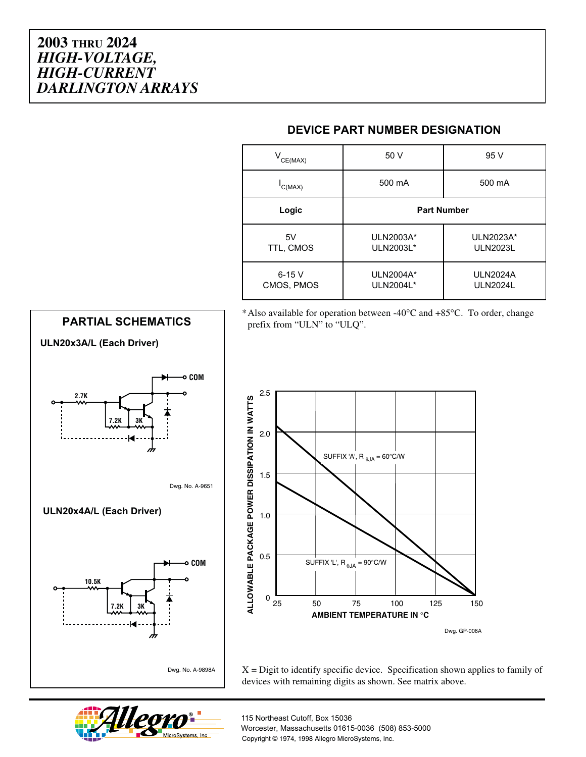# 2003 THRU 2024 *HIGH-VOLTAGE, HIGH-CURRENT DARLINGTON ARRAYS*

## DEVICE PART NUMBER DESIGNATION

| $V_{CE(MAX)}$ | 50 V | 95 V |
|---|---|---|
| $I_{C(MAX)}$ | 500 mA | 500 mA |
| **Logic** | **Part Number** | |
| 5V TTL, CMOS | ULN2003A* ULN2003L* | ULN2023A* ULN2023L |
| 6-15 V CMOS, PMOS | ULN2004A* ULN2004L* | ULN2024A ULN2024L |

* Also available for operation between -40°C and +85°C. To order, change prefix from "ULN" to "ULQ".

## PARTIAL SCHEMATICS

**ULN20x3A/L (Each Driver)**

2.7K, 7.2K, 3K, COM

Dwg. No. A-9651

**ULN20x4A/L (Each Driver)**

10.5K, 7.2K, 3K, COM

Dwg. No. A-9898A

ALLOWABLE PACKAGE POWER DISSIPATION IN WATTS vs. AMBIENT TEMPERATURE IN °C

SUFFIX 'A', $R_{\theta JA}$ = 60°C/W

SUFFIX 'L', $R_{\theta JA}$ = 90°C/W

Dwg. GP-006A

X = Digit to identify specific device. Specification shown applies to family of devices with remaining digits as shown. See matrix above.

115 Northeast Cutoff, Box 15036
Worcester, Massachusetts 01615-0036 (508) 853-5000
Copyright © 1974, 1998 Allegro MicroSystems, Inc.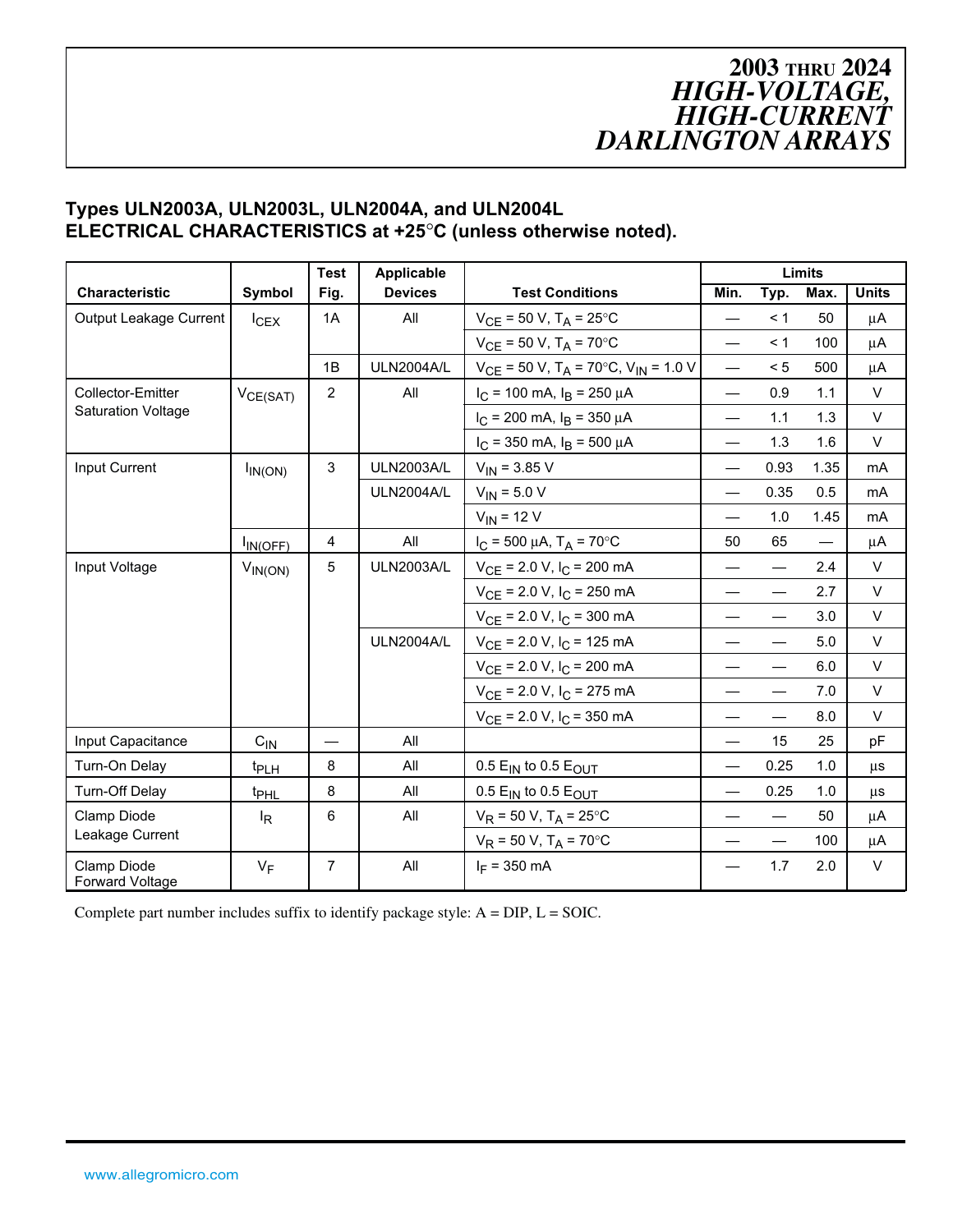# 2003 THRU 2024 *HIGH-VOLTAGE, HIGH-CURRENT DARLINGTON ARRAYS*

## Types ULN2003A, ULN2003L, ULN2004A, and ULN2004L ELECTRICAL CHARACTERISTICS at +25°C (unless otherwise noted).

| Characteristic | Symbol | Test Fig. | Applicable Devices | Test Conditions | Limits Min. | Typ. | Max. | Units |
|---|---|---|---|---|---|---|---|---|
| Output Leakage Current | $I_{CEX}$ | 1A | All | $V_{CE}$ = 50 V, $T_A$ = 25°C | — | < 1 | 50 | µA |
| | | | | $V_{CE}$ = 50 V, $T_A$ = 70°C | — | < 1 | 100 | µA |
| | | 1B | ULN2004A/L | $V_{CE}$ = 50 V, $T_A$ = 70°C, $V_{IN}$ = 1.0 V | — | < 5 | 500 | µA |
| Collector-Emitter Saturation Voltage | $V_{CE(SAT)}$ | 2 | All | $I_C$ = 100 mA, $I_B$ = 250 µA | — | 0.9 | 1.1 | V |
| | | | | $I_C$ = 200 mA, $I_B$ = 350 µA | — | 1.1 | 1.3 | V |
| | | | | $I_C$ = 350 mA, $I_B$ = 500 µA | — | 1.3 | 1.6 | V |
| Input Current | $I_{IN(ON)}$ | 3 | ULN2003A/L | $V_{IN}$ = 3.85 V | — | 0.93 | 1.35 | mA |
| | | | ULN2004A/L | $V_{IN}$ = 5.0 V | — | 0.35 | 0.5 | mA |
| | | | | $V_{IN}$ = 12 V | — | 1.0 | 1.45 | mA |
| | $I_{IN(OFF)}$ | 4 | All | $I_C$ = 500 µA, $T_A$ = 70°C | 50 | 65 | — | µA |
| Input Voltage | $V_{IN(ON)}$ | 5 | ULN2003A/L | $V_{CE}$ = 2.0 V, $I_C$ = 200 mA | — | — | 2.4 | V |
| | | | | $V_{CE}$ = 2.0 V, $I_C$ = 250 mA | — | — | 2.7 | V |
| | | | | $V_{CE}$ = 2.0 V, $I_C$ = 300 mA | — | — | 3.0 | V |
| | | | ULN2004A/L | $V_{CE}$ = 2.0 V, $I_C$ = 125 mA | — | — | 5.0 | V |
| | | | | $V_{CE}$ = 2.0 V, $I_C$ = 200 mA | — | — | 6.0 | V |
| | | | | $V_{CE}$ = 2.0 V, $I_C$ = 275 mA | — | — | 7.0 | V |
| | | | | $V_{CE}$ = 2.0 V, $I_C$ = 350 mA | — | — | 8.0 | V |
| Input Capacitance | $C_{IN}$ | — | All | | — | 15 | 25 | pF |
| Turn-On Delay | $t_{PLH}$ | 8 | All | 0.5 $E_{IN}$ to 0.5 $E_{OUT}$ | — | 0.25 | 1.0 | µs |
| Turn-Off Delay | $t_{PHL}$ | 8 | All | 0.5 $E_{IN}$ to 0.5 $E_{OUT}$ | — | 0.25 | 1.0 | µs |
| Clamp Diode Leakage Current | $I_R$ | 6 | All | $V_R$ = 50 V, $T_A$ = 25°C | — | — | 50 | µA |
| | | | | $V_R$ = 50 V, $T_A$ = 70°C | — | — | 100 | µA |
| Clamp Diode Forward Voltage | $V_F$ | 7 | All | $I_F$ = 350 mA | — | 1.7 | 2.0 | V |

Complete part number includes suffix to identify package style: A = DIP, L = SOIC.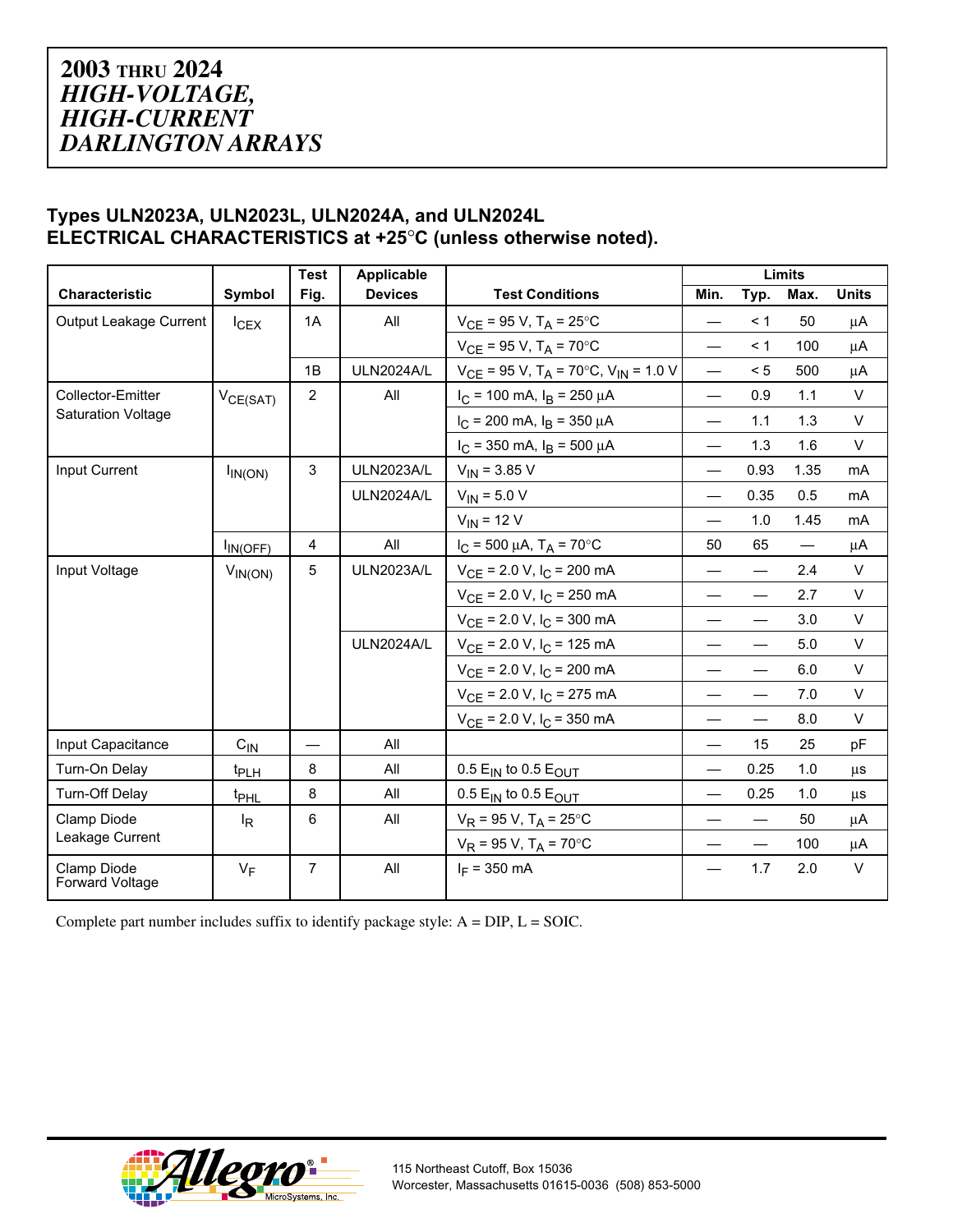# 2003 THRU 2024 *HIGH-VOLTAGE, HIGH-CURRENT DARLINGTON ARRAYS*

## Types ULN2023A, ULN2023L, ULN2024A, and ULN2024L ELECTRICAL CHARACTERISTICS at +25°C (unless otherwise noted).

| Characteristic | Symbol | Test Fig. | Applicable Devices | Test Conditions | Limits Min. | Typ. | Max. | Units |
|---|---|---|---|---|---|---|---|---|
| Output Leakage Current | $I_{CEX}$ | 1A | All | $V_{CE}$ = 95 V, $T_A$ = 25°C | — | < 1 | 50 | µA |
| | | | | $V_{CE}$ = 95 V, $T_A$ = 70°C | — | < 1 | 100 | µA |
| | | 1B | ULN2024A/L | $V_{CE}$ = 95 V, $T_A$ = 70°C, $V_{IN}$ = 1.0 V | — | < 5 | 500 | µA |
| Collector-Emitter Saturation Voltage | $V_{CE(SAT)}$ | 2 | All | $I_C$ = 100 mA, $I_B$ = 250 µA | — | 0.9 | 1.1 | V |
| | | | | $I_C$ = 200 mA, $I_B$ = 350 µA | — | 1.1 | 1.3 | V |
| | | | | $I_C$ = 350 mA, $I_B$ = 500 µA | — | 1.3 | 1.6 | V |
| Input Current | $I_{IN(ON)}$ | 3 | ULN2023A/L | $V_{IN}$ = 3.85 V | — | 0.93 | 1.35 | mA |
| | | | ULN2024A/L | $V_{IN}$ = 5.0 V | — | 0.35 | 0.5 | mA |
| | | | | $V_{IN}$ = 12 V | — | 1.0 | 1.45 | mA |
| | $I_{IN(OFF)}$ | 4 | All | $I_C$ = 500 µA, $T_A$ = 70°C | 50 | 65 | — | µA |
| Input Voltage | $V_{IN(ON)}$ | 5 | ULN2023A/L | $V_{CE}$ = 2.0 V, $I_C$ = 200 mA | — | — | 2.4 | V |
| | | | | $V_{CE}$ = 2.0 V, $I_C$ = 250 mA | — | — | 2.7 | V |
| | | | | $V_{CE}$ = 2.0 V, $I_C$ = 300 mA | — | — | 3.0 | V |
| | | | ULN2024A/L | $V_{CE}$ = 2.0 V, $I_C$ = 125 mA | — | — | 5.0 | V |
| | | | | $V_{CE}$ = 2.0 V, $I_C$ = 200 mA | — | — | 6.0 | V |
| | | | | $V_{CE}$ = 2.0 V, $I_C$ = 275 mA | — | — | 7.0 | V |
| | | | | $V_{CE}$ = 2.0 V, $I_C$ = 350 mA | — | — | 8.0 | V |
| Input Capacitance | $C_{IN}$ | — | All | | — | 15 | 25 | pF |
| Turn-On Delay | $t_{PLH}$ | 8 | All | 0.5 $E_{IN}$ to 0.5 $E_{OUT}$ | — | 0.25 | 1.0 | µs |
| Turn-Off Delay | $t_{PHL}$ | 8 | All | 0.5 $E_{IN}$ to 0.5 $E_{OUT}$ | — | 0.25 | 1.0 | µs |
| Clamp Diode Leakage Current | $I_R$ | 6 | All | $V_R$ = 95 V, $T_A$ = 25°C | — | — | 50 | µA |
| | | | | $V_R$ = 95 V, $T_A$ = 70°C | — | — | 100 | µA |
| Clamp Diode Forward Voltage | $V_F$ | 7 | All | $I_F$ = 350 mA | — | 1.7 | 2.0 | V |

Complete part number includes suffix to identify package style: A = DIP, L = SOIC.

115 Northeast Cutoff, Box 15036
Worcester, Massachusetts 01615-0036 (508) 853-5000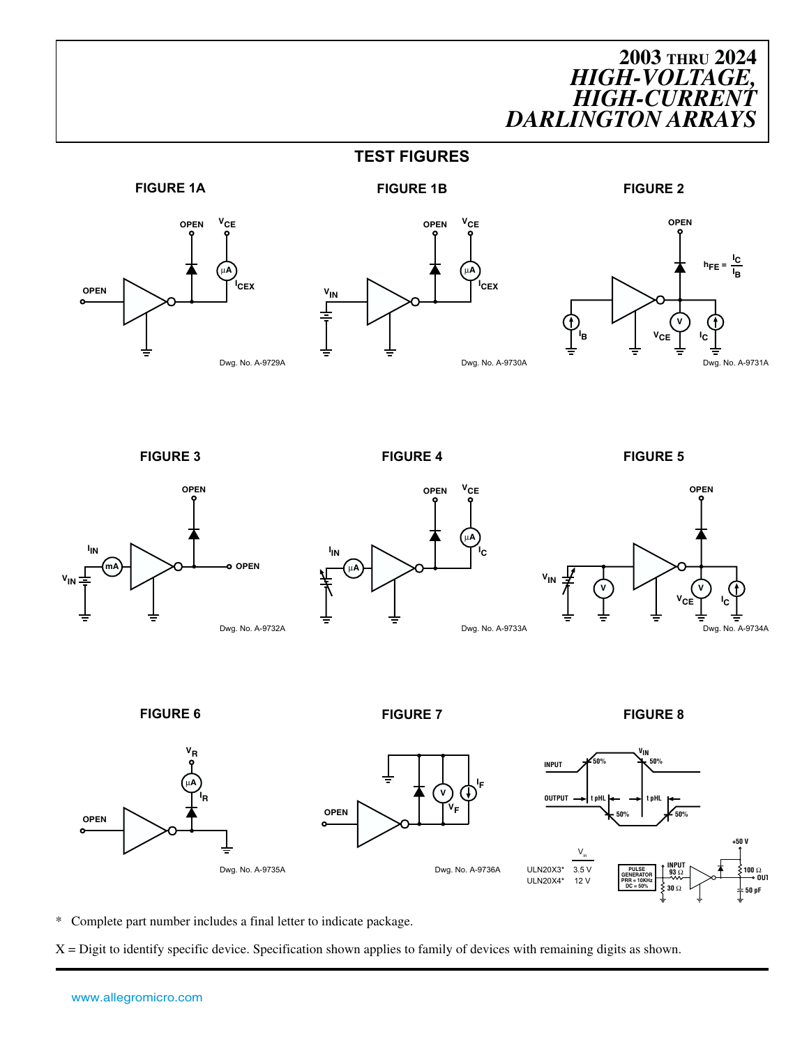## TEST FIGURES

### FIGURE 1A

OPEN $V_{CE}$ μA $I_{CEX}$ OPEN

Dwg. No. A-9729A

### FIGURE 1B

OPEN $V_{CE}$ μA $I_{CEX}$ $V_{IN}$

Dwg. No. A-9730A

### FIGURE 2

OPEN

$h_{FE} = \frac{I_C}{I_B}$

$I_B$ $V_{CE}$ $I_C$

Dwg. No. A-9731A

### FIGURE 3

OPEN $I_{IN}$ mA $V_{IN}$ OPEN

Dwg. No. A-9732A

### FIGURE 4

OPEN $V_{CE}$ μA $I_C$ $I_{IN}$ μA

Dwg. No. A-9733A

### FIGURE 5

OPEN $V_{IN}$ V V $V_{CE}$ $I_C$

Dwg. No. A-9734A

### FIGURE 6

$V_R$ μA $I_R$ OPEN

Dwg. No. A-9735A

### FIGURE 7

$I_F$ V $V_F$ OPEN

Dwg. No. A-9736A

### FIGURE 8

INPUT 50% $V_{IN}$ 50%

OUTPUT t pHL t pHL 50% 50%

| | $V_{in}$ |
|---|---|
| ULN20X3* | 3.5 V |
| ULN20X4* | 12 V |

PULSE GENERATOR PRR = 10KHz DC = 50% INPUT 93 Ω 30 Ω +50 V 100 Ω OUT 50 pF

\* Complete part number includes a final letter to indicate package.

X = Digit to identify specific device. Specification shown applies to family of devices with remaining digits as shown.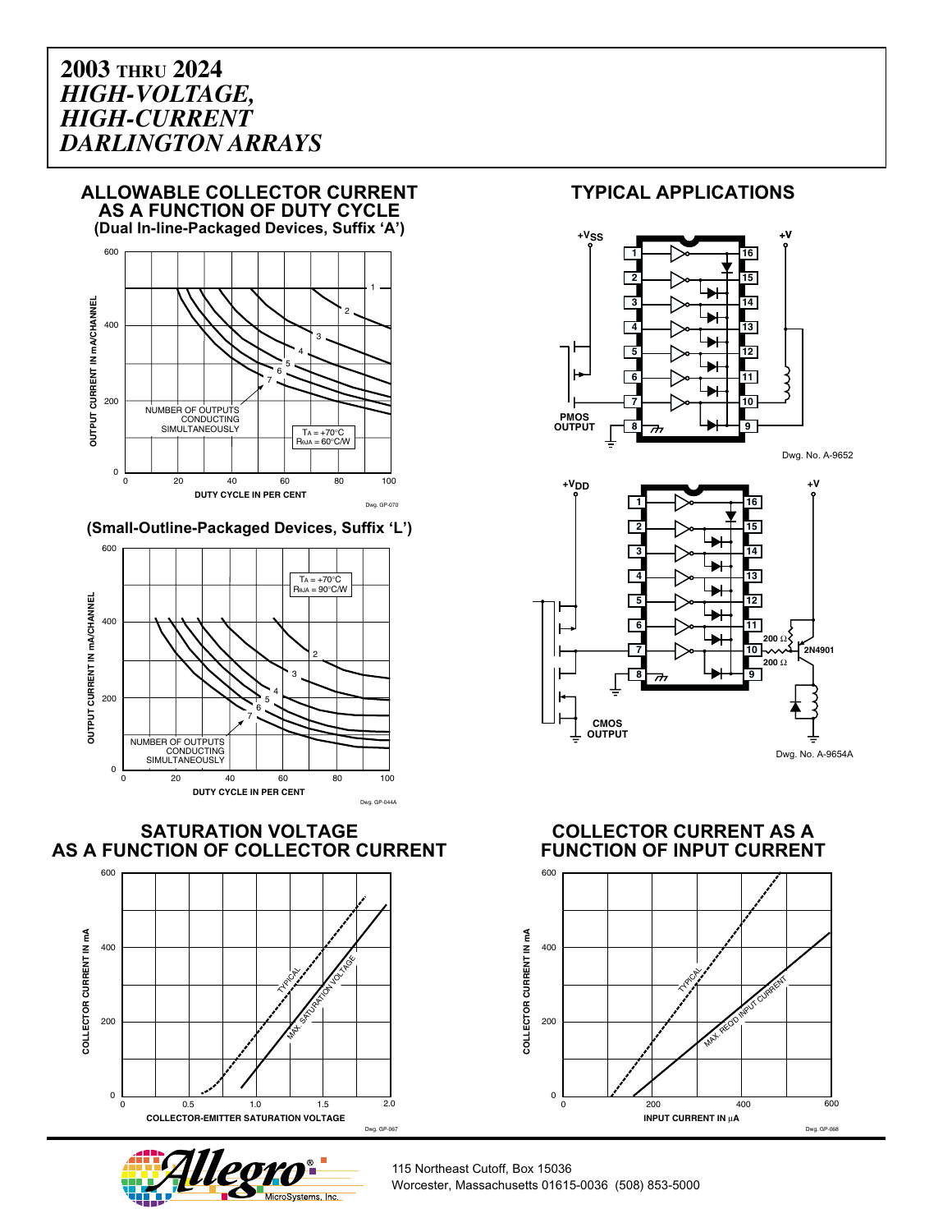# 2003 THRU 2024
# *HIGH-VOLTAGE, HIGH-CURRENT DARLINGTON ARRAYS*

## ALLOWABLE COLLECTOR CURRENT AS A FUNCTION OF DUTY CYCLE
### (Dual In-line-Packaged Devices, Suffix 'A')

OUTPUT CURRENT IN mA/CHANNEL vs. DUTY CYCLE IN PER CENT

NUMBER OF OUTPUTS CONDUCTING SIMULTANEOUSLY

$T_A$ = +70°C
$R_{\theta JA}$ = 60°C/W

Dwg. GP-070

### (Small-Outline-Packaged Devices, Suffix 'L')

OUTPUT CURRENT IN mA/CHANNEL vs. DUTY CYCLE IN PER CENT

NUMBER OF OUTPUTS CONDUCTING SIMULTANEOUSLY

$T_A$ = +70°C
$R_{\theta JA}$ = 90°C/W

Dwg. GP-044A

## TYPICAL APPLICATIONS

+$V_{SS}$, +V, PMOS OUTPUT

Dwg. No. A-9652

+$V_{DD}$, +V, 200 Ω, 200 Ω, 2N4901, CMOS OUTPUT

Dwg. No. A-9654A

## SATURATION VOLTAGE AS A FUNCTION OF COLLECTOR CURRENT

COLLECTOR CURRENT IN mA vs. COLLECTOR-EMITTER SATURATION VOLTAGE

TYPICAL; MAX. SATURATION VOLTAGE

Dwg. GP-067

## COLLECTOR CURRENT AS A FUNCTION OF INPUT CURRENT

COLLECTOR CURRENT IN mA vs. INPUT CURRENT IN μA

TYPICAL; MAX. REQ'D INPUT CURRENT

Dwg. GP-068

115 Northeast Cutoff, Box 15036
Worcester, Massachusetts 01615-0036 (508) 853-5000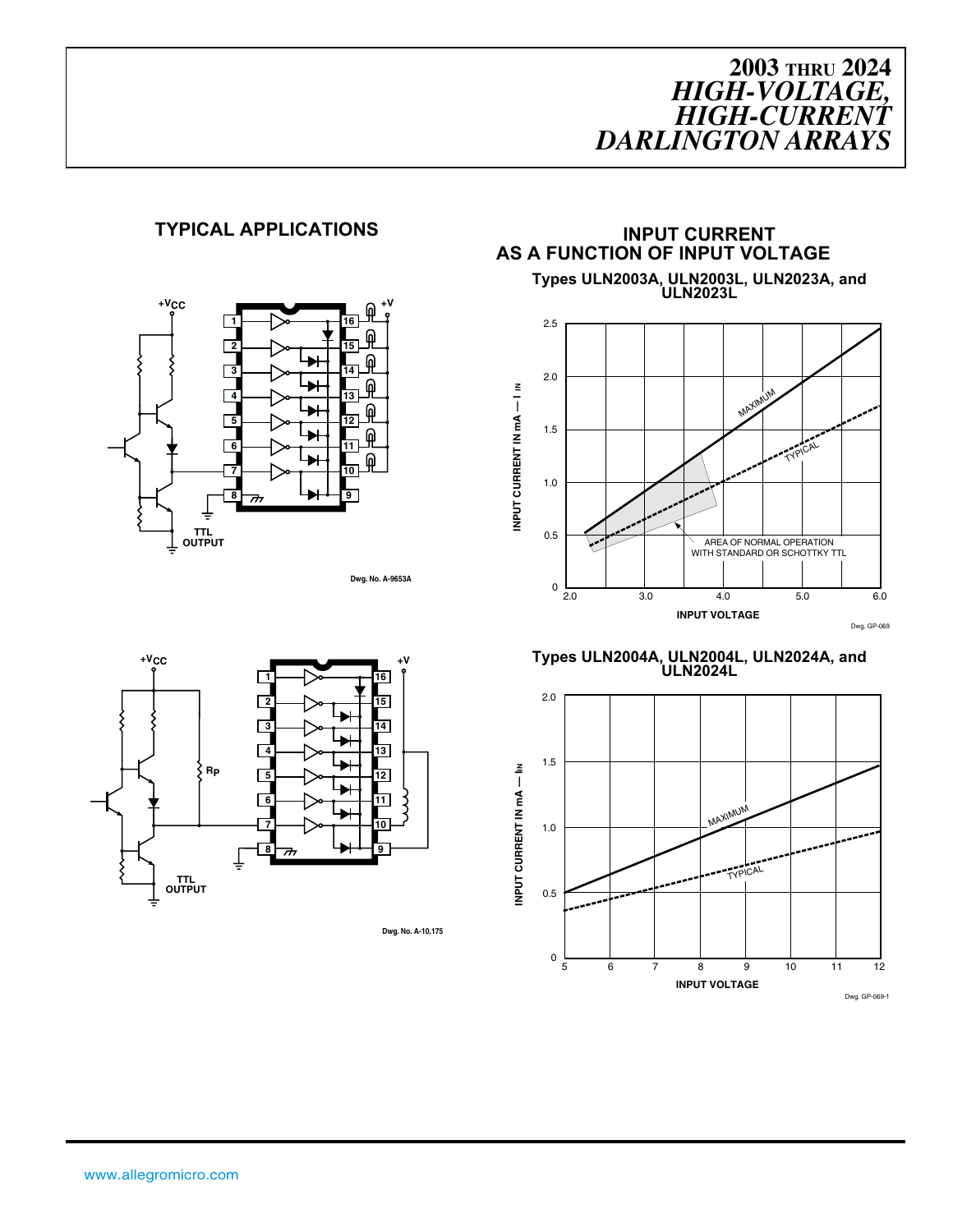## TYPICAL APPLICATIONS

+V_CC

+V

TTL OUTPUT

Dwg. No. A-9653A

+V_CC

+V

Rp

TTL OUTPUT

Dwg. No. A-10,175

## INPUT CURRENT AS A FUNCTION OF INPUT VOLTAGE

### Types ULN2003A, ULN2003L, ULN2023A, and ULN2023L

INPUT CURRENT IN mA — $I_{IN}$

INPUT VOLTAGE

MAXIMUM

TYPICAL

AREA OF NORMAL OPERATION WITH STANDARD OR SCHOTTKY TTL

Dwg. GP-069

### Types ULN2004A, ULN2004L, ULN2024A, and ULN2024L

INPUT CURRENT IN mA — $I_{IN}$

INPUT VOLTAGE

MAXIMUM

TYPICAL

Dwg. GP-069-1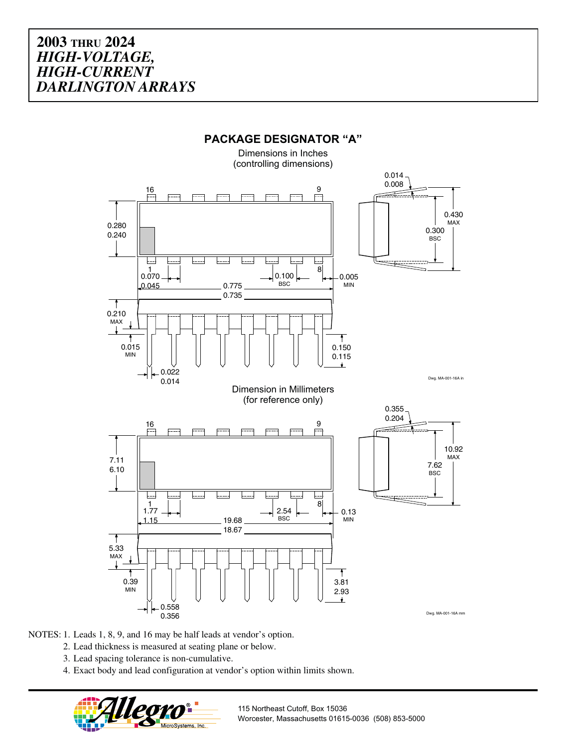# PACKAGE DESIGNATOR "A"

Dimensions in Inches
(controlling dimensions)

Dwg. MA-001-16A in

Dimension in Millimeters
(for reference only)

Dwg. MA-001-16A mm

NOTES: 1. Leads 1, 8, 9, and 16 may be half leads at vendor's option.
2. Lead thickness is measured at seating plane or below.
3. Lead spacing tolerance is non-cumulative.
4. Exact body and lead configuration at vendor's option within limits shown.

115 Northeast Cutoff, Box 15036
Worcester, Massachusetts 01615-0036 (508) 853-5000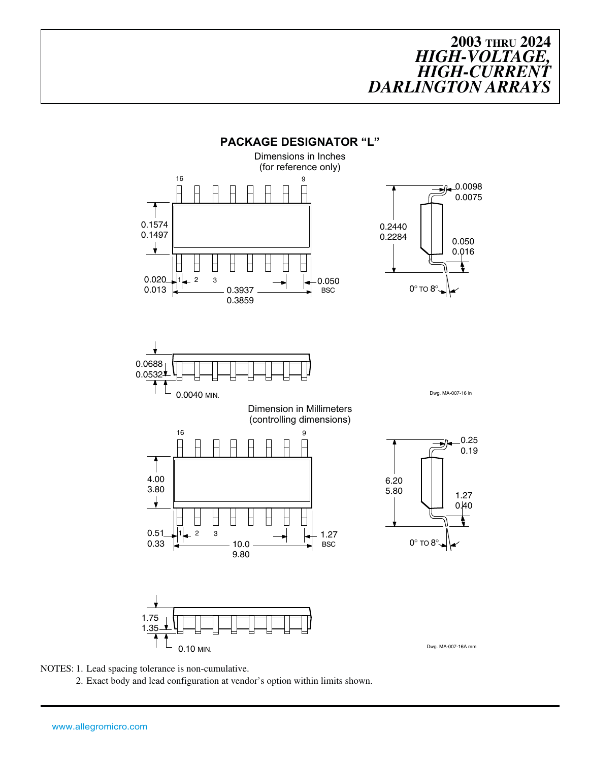## PACKAGE DESIGNATOR "L"

Dimensions in Inches
(for reference only)

16 9

0.1574
0.1497

0.020
0.013

1 2 3

0.3937
0.3859

0.050
BSC

0.2440
0.2284

0.0098
0.0075

0.050
0.016

0° TO 8°

0.0688
0.0532

0.0040 MIN.

Dwg. MA-007-16 in

Dimension in Millimeters
(controlling dimensions)

16 9

4.00
3.80

0.51
0.33

1 2 3

10.0
9.80

1.27
BSC

6.20
5.80

0.25
0.19

1.27
0.40

0° TO 8°

1.75
1.35

0.10 MIN.

Dwg. MA-007-16A mm

NOTES: 1. Lead spacing tolerance is non-cumulative.
2. Exact body and lead configuration at vendor's option within limits shown.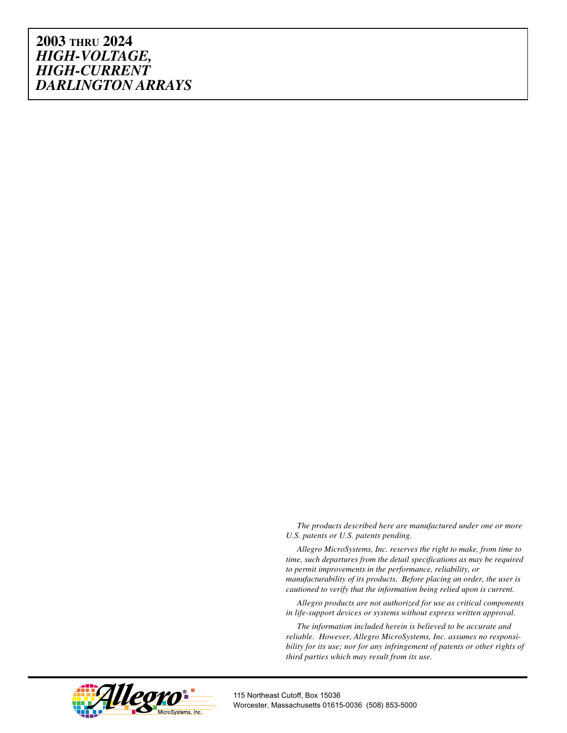# 2003 THRU 2024 *HIGH-VOLTAGE, HIGH-CURRENT DARLINGTON ARRAYS*

*The products described here are manufactured under one or more U.S. patents or U.S. patents pending.*

*Allegro MicroSystems, Inc. reserves the right to make, from time to time, such departures from the detail specifications as may be required to permit improvements in the performance, reliability, or manufacturability of its products. Before placing an order, the user is cautioned to verify that the information being relied upon is current.*

*Allegro products are not authorized for use as critical components in life-support devices or systems without express written approval.*

*The information included herein is believed to be accurate and reliable. However, Allegro MicroSystems, Inc. assumes no responsibility for its use; nor for any infringement of patents or other rights of third parties which may result from its use.*

Allegro MicroSystems, Inc.

115 Northeast Cutoff, Box 15036
Worcester, Massachusetts 01615-0036 (508) 853-5000